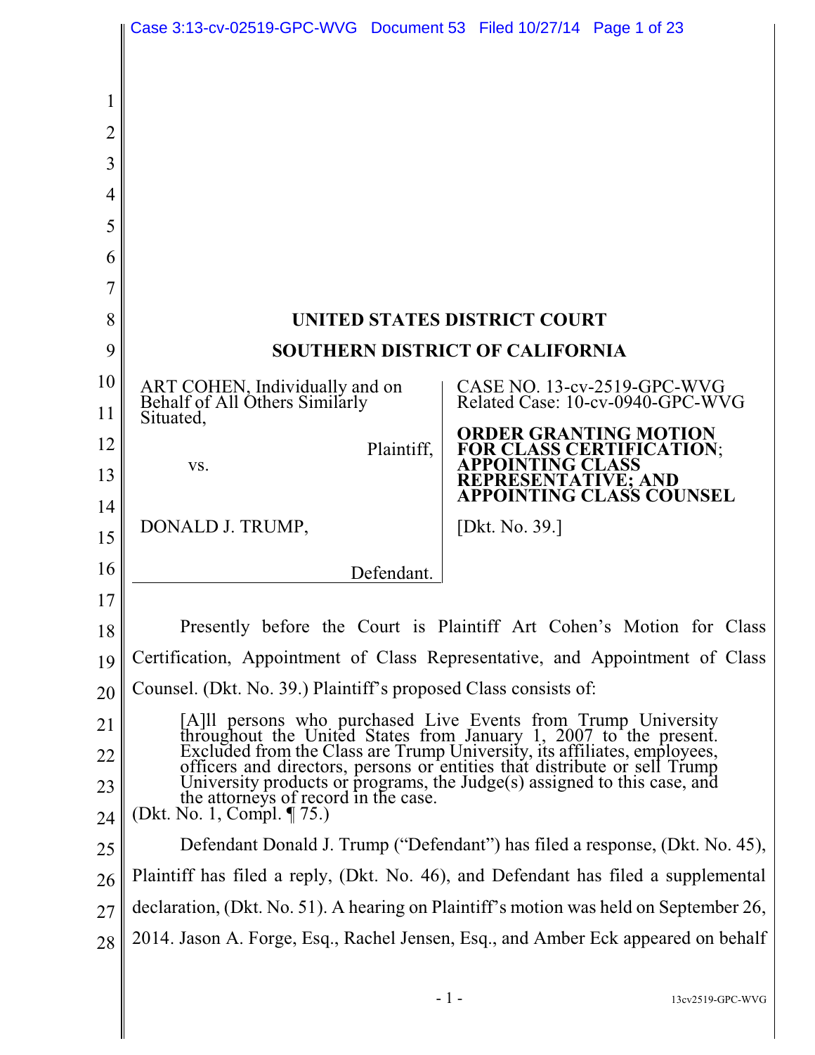# UNITED STATES DISTRICT COURT

# SOUTHERN DISTRICT OF CALIFORNIA

| | |
|---|---|
| ART COHEN, Individually and on Behalf of All Others Similarly Situated,<br><br>Plaintiff,<br><br>vs.<br><br>DONALD J. TRUMP,<br><br>Defendant. | CASE NO. 13-cv-2519-GPC-WVG<br>Related Case: 10-cv-0940-GPC-WVG<br><br>**ORDER GRANTING MOTION FOR CLASS CERTIFICATION; APPOINTING CLASS REPRESENTATIVE; AND APPOINTING CLASS COUNSEL**<br><br>[Dkt. No. 39.] |

Presently before the Court is Plaintiff Art Cohen's Motion for Class Certification, Appointment of Class Representative, and Appointment of Class Counsel. (Dkt. No. 39.) Plaintiff's proposed Class consists of:

> [A]ll persons who purchased Live Events from Trump University throughout the United States from January 1, 2007 to the present. Excluded from the Class are Trump University, its affiliates, employees, officers and directors, persons or entities that distribute or sell Trump University products or programs, the Judge(s) assigned to this case, and the attorneys of record in the case.

(Dkt. No. 1, Compl. ¶ 75.)

Defendant Donald J. Trump ("Defendant") has filed a response, (Dkt. No. 45), Plaintiff has filed a reply, (Dkt. No. 46), and Defendant has filed a supplemental declaration, (Dkt. No. 51). A hearing on Plaintiff's motion was held on September 26, 2014. Jason A. Forge, Esq., Rachel Jensen, Esq., and Amber Eck appeared on behalf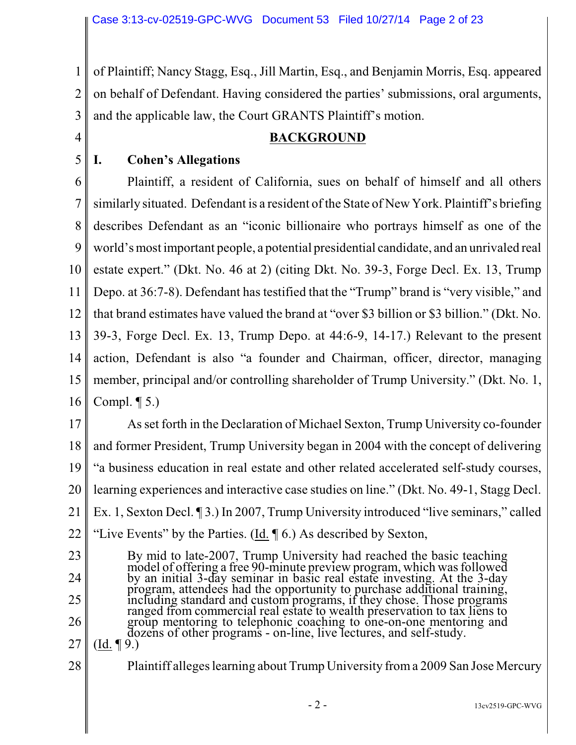of Plaintiff; Nancy Stagg, Esq., Jill Martin, Esq., and Benjamin Morris, Esq. appeared on behalf of Defendant. Having considered the parties' submissions, oral arguments, and the applicable law, the Court GRANTS Plaintiff's motion.

## BACKGROUND

### I. Cohen's Allegations

Plaintiff, a resident of California, sues on behalf of himself and all others similarly situated. Defendant is a resident of the State of New York. Plaintiff's briefing describes Defendant as an "iconic billionaire who portrays himself as one of the world's most important people, a potential presidential candidate, and an unrivaled real estate expert." (Dkt. No. 46 at 2) (citing Dkt. No. 39-3, Forge Decl. Ex. 13, Trump Depo. at 36:7-8). Defendant has testified that the "Trump" brand is "very visible," and that brand estimates have valued the brand at "over $3 billion or $3 billion." (Dkt. No. 39-3, Forge Decl. Ex. 13, Trump Depo. at 44:6-9, 14-17.) Relevant to the present action, Defendant is also "a founder and Chairman, officer, director, managing member, principal and/or controlling shareholder of Trump University." (Dkt. No. 1, Compl. ¶ 5.)

As set forth in the Declaration of Michael Sexton, Trump University co-founder and former President, Trump University began in 2004 with the concept of delivering "a business education in real estate and other related accelerated self-study courses, learning experiences and interactive case studies on line." (Dkt. No. 49-1, Stagg Decl. Ex. 1, Sexton Decl. ¶ 3.) In 2007, Trump University introduced "live seminars," called "Live Events" by the Parties. (Id. ¶ 6.) As described by Sexton,

> By mid to late-2007, Trump University had reached the basic teaching model of offering a free 90-minute preview program, which was followed by an initial 3-day seminar in basic real estate investing. At the 3-day program, attendees had the opportunity to purchase additional training, including standard and custom programs, if they chose. Those programs ranged from commercial real estate to wealth preservation to tax liens to group mentoring to telephonic coaching to one-on-one mentoring and dozens of other programs - on-line, live lectures, and self-study.

(Id. ¶ 9.)

Plaintiff alleges learning about Trump University from a 2009 San Jose Mercury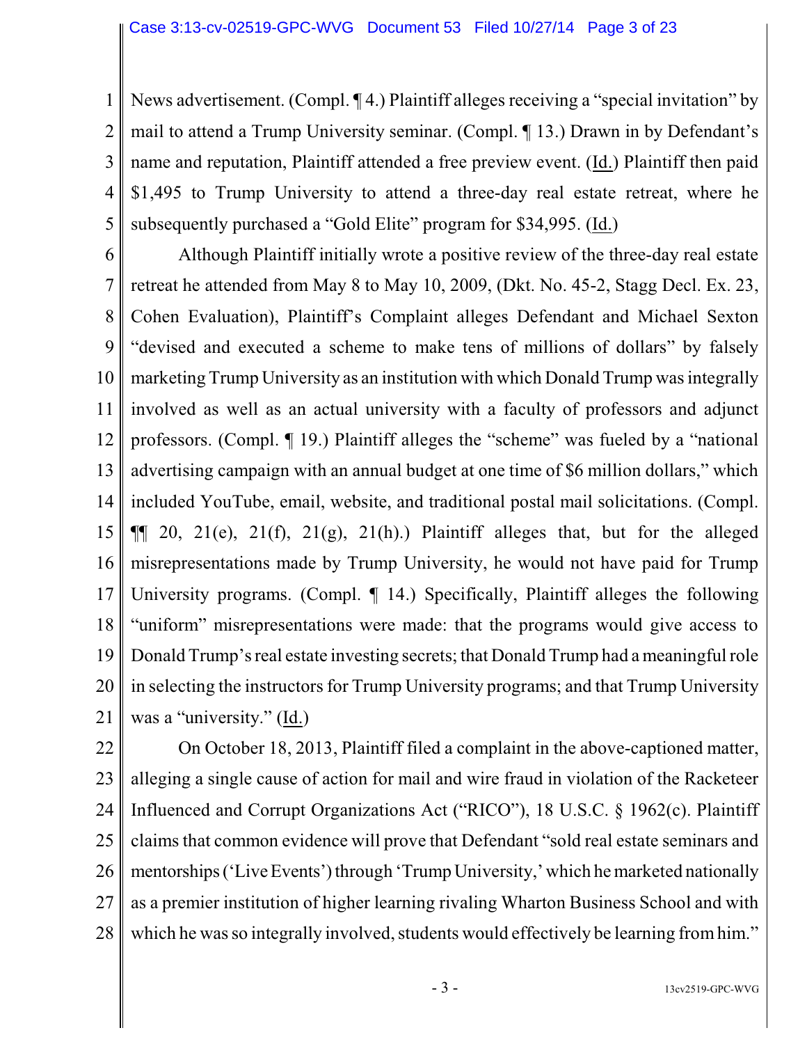News advertisement. (Compl. ¶ 4.) Plaintiff alleges receiving a "special invitation" by mail to attend a Trump University seminar. (Compl. ¶ 13.) Drawn in by Defendant's name and reputation, Plaintiff attended a free preview event. (Id.) Plaintiff then paid $1,495 to Trump University to attend a three-day real estate retreat, where he subsequently purchased a "Gold Elite" program for $34,995. (Id.)

Although Plaintiff initially wrote a positive review of the three-day real estate retreat he attended from May 8 to May 10, 2009, (Dkt. No. 45-2, Stagg Decl. Ex. 23, Cohen Evaluation), Plaintiff's Complaint alleges Defendant and Michael Sexton "devised and executed a scheme to make tens of millions of dollars" by falsely marketing Trump University as an institution with which Donald Trump was integrally involved as well as an actual university with a faculty of professors and adjunct professors. (Compl. ¶ 19.) Plaintiff alleges the "scheme" was fueled by a "national advertising campaign with an annual budget at one time of $6 million dollars," which included YouTube, email, website, and traditional postal mail solicitations. (Compl. ¶¶ 20, 21(e), 21(f), 21(g), 21(h).) Plaintiff alleges that, but for the alleged misrepresentations made by Trump University, he would not have paid for Trump University programs. (Compl. ¶ 14.) Specifically, Plaintiff alleges the following "uniform" misrepresentations were made: that the programs would give access to Donald Trump's real estate investing secrets; that Donald Trump had a meaningful role in selecting the instructors for Trump University programs; and that Trump University was a "university." (Id.)

On October 18, 2013, Plaintiff filed a complaint in the above-captioned matter, alleging a single cause of action for mail and wire fraud in violation of the Racketeer Influenced and Corrupt Organizations Act ("RICO"), 18 U.S.C. § 1962(c). Plaintiff claims that common evidence will prove that Defendant "sold real estate seminars and mentorships ('Live Events') through 'Trump University,' which he marketed nationally as a premier institution of higher learning rivaling Wharton Business School and with which he was so integrally involved, students would effectively be learning from him."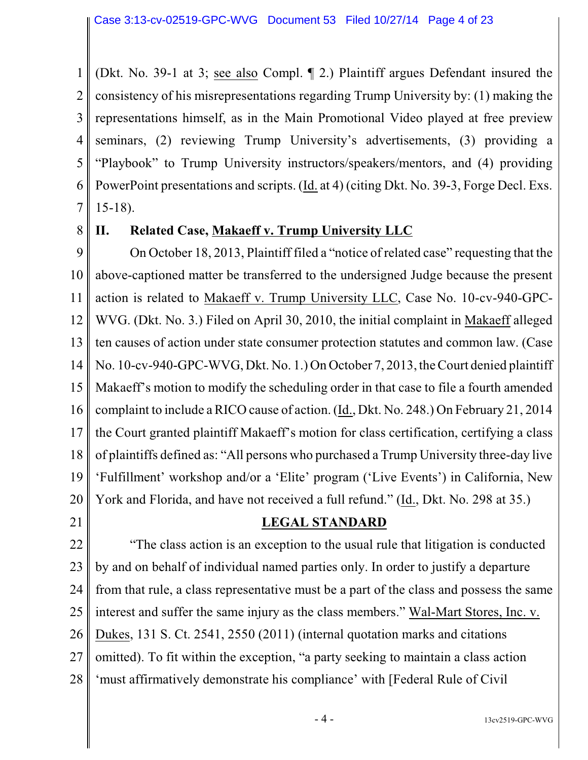(Dkt. No. 39-1 at 3; see also Compl. ¶ 2.) Plaintiff argues Defendant insured the consistency of his misrepresentations regarding Trump University by: (1) making the representations himself, as in the Main Promotional Video played at free preview seminars, (2) reviewing Trump University's advertisements, (3) providing a "Playbook" to Trump University instructors/speakers/mentors, and (4) providing PowerPoint presentations and scripts. (Id. at 4) (citing Dkt. No. 39-3, Forge Decl. Exs. 15-18).

## II. Related Case, Makaeff v. Trump University LLC

On October 18, 2013, Plaintiff filed a "notice of related case" requesting that the above-captioned matter be transferred to the undersigned Judge because the present action is related to Makaeff v. Trump University LLC, Case No. 10-cv-940-GPC-WVG. (Dkt. No. 3.) Filed on April 30, 2010, the initial complaint in Makaeff alleged ten causes of action under state consumer protection statutes and common law. (Case No. 10-cv-940-GPC-WVG, Dkt. No. 1.) On October 7, 2013, the Court denied plaintiff Makaeff's motion to modify the scheduling order in that case to file a fourth amended complaint to include a RICO cause of action. (Id., Dkt. No. 248.) On February 21, 2014 the Court granted plaintiff Makaeff's motion for class certification, certifying a class of plaintiffs defined as: "All persons who purchased a Trump University three-day live 'Fulfillment' workshop and/or a 'Elite' program ('Live Events') in California, New York and Florida, and have not received a full refund." (Id., Dkt. No. 298 at 35.)

## LEGAL STANDARD

"The class action is an exception to the usual rule that litigation is conducted by and on behalf of individual named parties only. In order to justify a departure from that rule, a class representative must be a part of the class and possess the same interest and suffer the same injury as the class members." Wal-Mart Stores, Inc. v. Dukes, 131 S. Ct. 2541, 2550 (2011) (internal quotation marks and citations omitted). To fit within the exception, "a party seeking to maintain a class action 'must affirmatively demonstrate his compliance' with [Federal Rule of Civil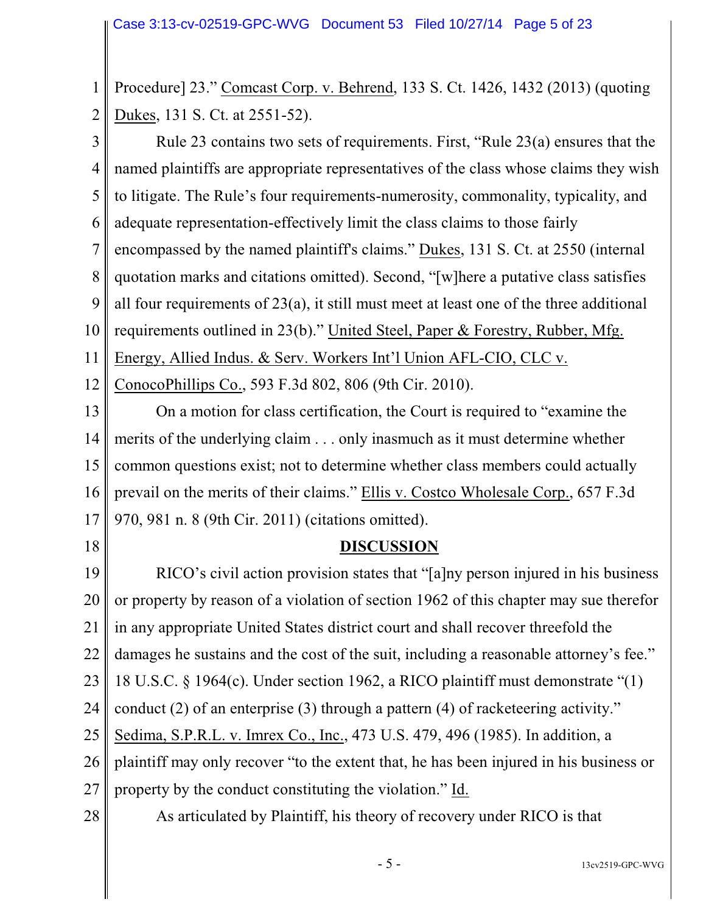Procedure] 23." Comcast Corp. v. Behrend, 133 S. Ct. 1426, 1432 (2013) (quoting Dukes, 131 S. Ct. at 2551-52).

Rule 23 contains two sets of requirements. First, "Rule 23(a) ensures that the named plaintiffs are appropriate representatives of the class whose claims they wish to litigate. The Rule's four requirements-numerosity, commonality, typicality, and adequate representation-effectively limit the class claims to those fairly encompassed by the named plaintiff's claims." Dukes, 131 S. Ct. at 2550 (internal quotation marks and citations omitted). Second, "[w]here a putative class satisfies all four requirements of 23(a), it still must meet at least one of the three additional requirements outlined in 23(b)." United Steel, Paper & Forestry, Rubber, Mfg. Energy, Allied Indus. & Serv. Workers Int'l Union AFL-CIO, CLC v. ConocoPhillips Co., 593 F.3d 802, 806 (9th Cir. 2010).

On a motion for class certification, the Court is required to "examine the merits of the underlying claim . . . only inasmuch as it must determine whether common questions exist; not to determine whether class members could actually prevail on the merits of their claims." Ellis v. Costco Wholesale Corp., 657 F.3d 970, 981 n. 8 (9th Cir. 2011) (citations omitted).

## DISCUSSION

RICO's civil action provision states that "[a]ny person injured in his business or property by reason of a violation of section 1962 of this chapter may sue therefor in any appropriate United States district court and shall recover threefold the damages he sustains and the cost of the suit, including a reasonable attorney's fee." 18 U.S.C. § 1964(c). Under section 1962, a RICO plaintiff must demonstrate "(1) conduct (2) of an enterprise (3) through a pattern (4) of racketeering activity." Sedima, S.P.R.L. v. Imrex Co., Inc., 473 U.S. 479, 496 (1985). In addition, a plaintiff may only recover "to the extent that, he has been injured in his business or property by the conduct constituting the violation." Id.

As articulated by Plaintiff, his theory of recovery under RICO is that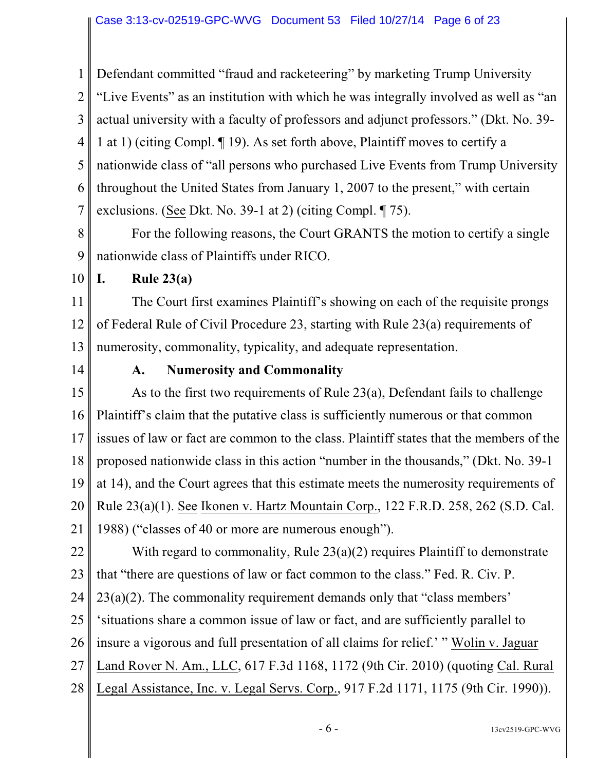Defendant committed "fraud and racketeering" by marketing Trump University "Live Events" as an institution with which he was integrally involved as well as "an actual university with a faculty of professors and adjunct professors." (Dkt. No. 39-1 at 1) (citing Compl. ¶ 19). As set forth above, Plaintiff moves to certify a nationwide class of "all persons who purchased Live Events from Trump University throughout the United States from January 1, 2007 to the present," with certain exclusions. (See Dkt. No. 39-1 at 2) (citing Compl. ¶ 75).

For the following reasons, the Court GRANTS the motion to certify a single nationwide class of Plaintiffs under RICO.

## I. Rule 23(a)

The Court first examines Plaintiff's showing on each of the requisite prongs of Federal Rule of Civil Procedure 23, starting with Rule 23(a) requirements of numerosity, commonality, typicality, and adequate representation.

### A. Numerosity and Commonality

As to the first two requirements of Rule 23(a), Defendant fails to challenge Plaintiff's claim that the putative class is sufficiently numerous or that common issues of law or fact are common to the class. Plaintiff states that the members of the proposed nationwide class in this action "number in the thousands," (Dkt. No. 39-1 at 14), and the Court agrees that this estimate meets the numerosity requirements of Rule 23(a)(1). See Ikonen v. Hartz Mountain Corp., 122 F.R.D. 258, 262 (S.D. Cal. 1988) ("classes of 40 or more are numerous enough").

With regard to commonality, Rule 23(a)(2) requires Plaintiff to demonstrate that "there are questions of law or fact common to the class." Fed. R. Civ. P. 23(a)(2). The commonality requirement demands only that "class members' 'situations share a common issue of law or fact, and are sufficiently parallel to insure a vigorous and full presentation of all claims for relief.' " Wolin v. Jaguar Land Rover N. Am., LLC, 617 F.3d 1168, 1172 (9th Cir. 2010) (quoting Cal. Rural Legal Assistance, Inc. v. Legal Servs. Corp., 917 F.2d 1171, 1175 (9th Cir. 1990)).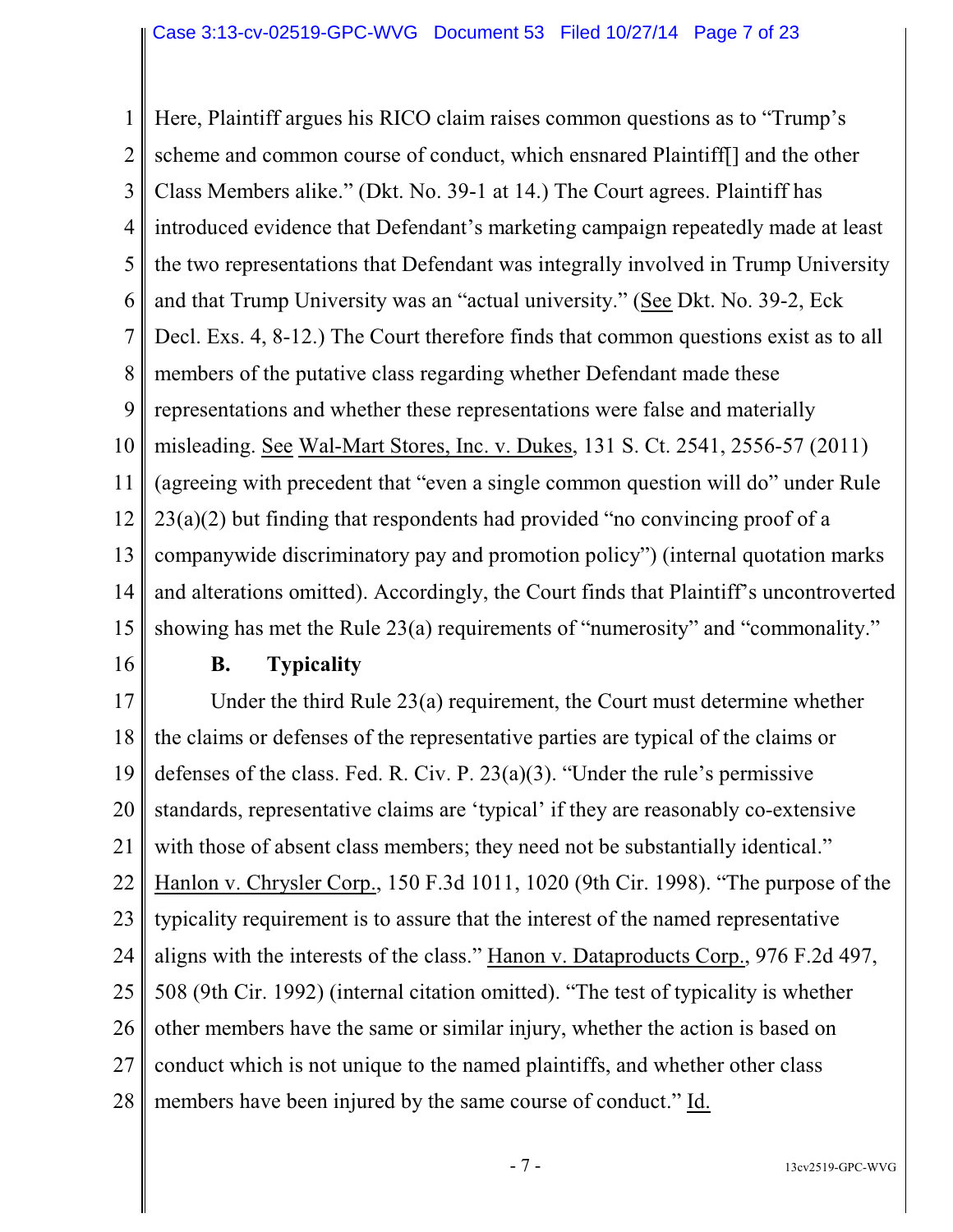Here, Plaintiff argues his RICO claim raises common questions as to "Trump's scheme and common course of conduct, which ensnared Plaintiff[] and the other Class Members alike." (Dkt. No. 39-1 at 14.) The Court agrees. Plaintiff has introduced evidence that Defendant's marketing campaign repeatedly made at least the two representations that Defendant was integrally involved in Trump University and that Trump University was an "actual university." (See Dkt. No. 39-2, Eck Decl. Exs. 4, 8-12.) The Court therefore finds that common questions exist as to all members of the putative class regarding whether Defendant made these representations and whether these representations were false and materially misleading. See Wal-Mart Stores, Inc. v. Dukes, 131 S. Ct. 2541, 2556-57 (2011) (agreeing with precedent that "even a single common question will do" under Rule 23(a)(2) but finding that respondents had provided "no convincing proof of a companywide discriminatory pay and promotion policy") (internal quotation marks and alterations omitted). Accordingly, the Court finds that Plaintiff's uncontroverted showing has met the Rule 23(a) requirements of "numerosity" and "commonality."

### B. Typicality

Under the third Rule 23(a) requirement, the Court must determine whether the claims or defenses of the representative parties are typical of the claims or defenses of the class. Fed. R. Civ. P. 23(a)(3). "Under the rule's permissive standards, representative claims are 'typical' if they are reasonably co-extensive with those of absent class members; they need not be substantially identical." Hanlon v. Chrysler Corp., 150 F.3d 1011, 1020 (9th Cir. 1998). "The purpose of the typicality requirement is to assure that the interest of the named representative aligns with the interests of the class." Hanon v. Dataproducts Corp., 976 F.2d 497, 508 (9th Cir. 1992) (internal citation omitted). "The test of typicality is whether other members have the same or similar injury, whether the action is based on conduct which is not unique to the named plaintiffs, and whether other class members have been injured by the same course of conduct." Id.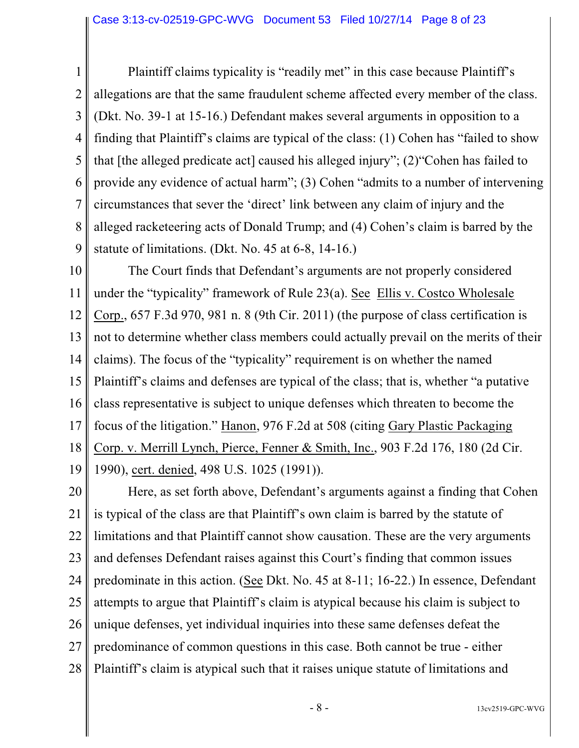Plaintiff claims typicality is "readily met" in this case because Plaintiff's allegations are that the same fraudulent scheme affected every member of the class. (Dkt. No. 39-1 at 15-16.) Defendant makes several arguments in opposition to a finding that Plaintiff's claims are typical of the class: (1) Cohen has "failed to show that [the alleged predicate act] caused his alleged injury"; (2)"Cohen has failed to provide any evidence of actual harm"; (3) Cohen "admits to a number of intervening circumstances that sever the 'direct' link between any claim of injury and the alleged racketeering acts of Donald Trump; and (4) Cohen's claim is barred by the statute of limitations. (Dkt. No. 45 at 6-8, 14-16.)

The Court finds that Defendant's arguments are not properly considered under the "typicality" framework of Rule 23(a). See Ellis v. Costco Wholesale Corp., 657 F.3d 970, 981 n. 8 (9th Cir. 2011) (the purpose of class certification is not to determine whether class members could actually prevail on the merits of their claims). The focus of the "typicality" requirement is on whether the named Plaintiff's claims and defenses are typical of the class; that is, whether "a putative class representative is subject to unique defenses which threaten to become the focus of the litigation." Hanon, 976 F.2d at 508 (citing Gary Plastic Packaging Corp. v. Merrill Lynch, Pierce, Fenner & Smith, Inc., 903 F.2d 176, 180 (2d Cir. 1990), cert. denied, 498 U.S. 1025 (1991)).

Here, as set forth above, Defendant's arguments against a finding that Cohen is typical of the class are that Plaintiff's own claim is barred by the statute of limitations and that Plaintiff cannot show causation. These are the very arguments and defenses Defendant raises against this Court's finding that common issues predominate in this action. (See Dkt. No. 45 at 8-11; 16-22.) In essence, Defendant attempts to argue that Plaintiff's claim is atypical because his claim is subject to unique defenses, yet individual inquiries into these same defenses defeat the predominance of common questions in this case. Both cannot be true - either Plaintiff's claim is atypical such that it raises unique statute of limitations and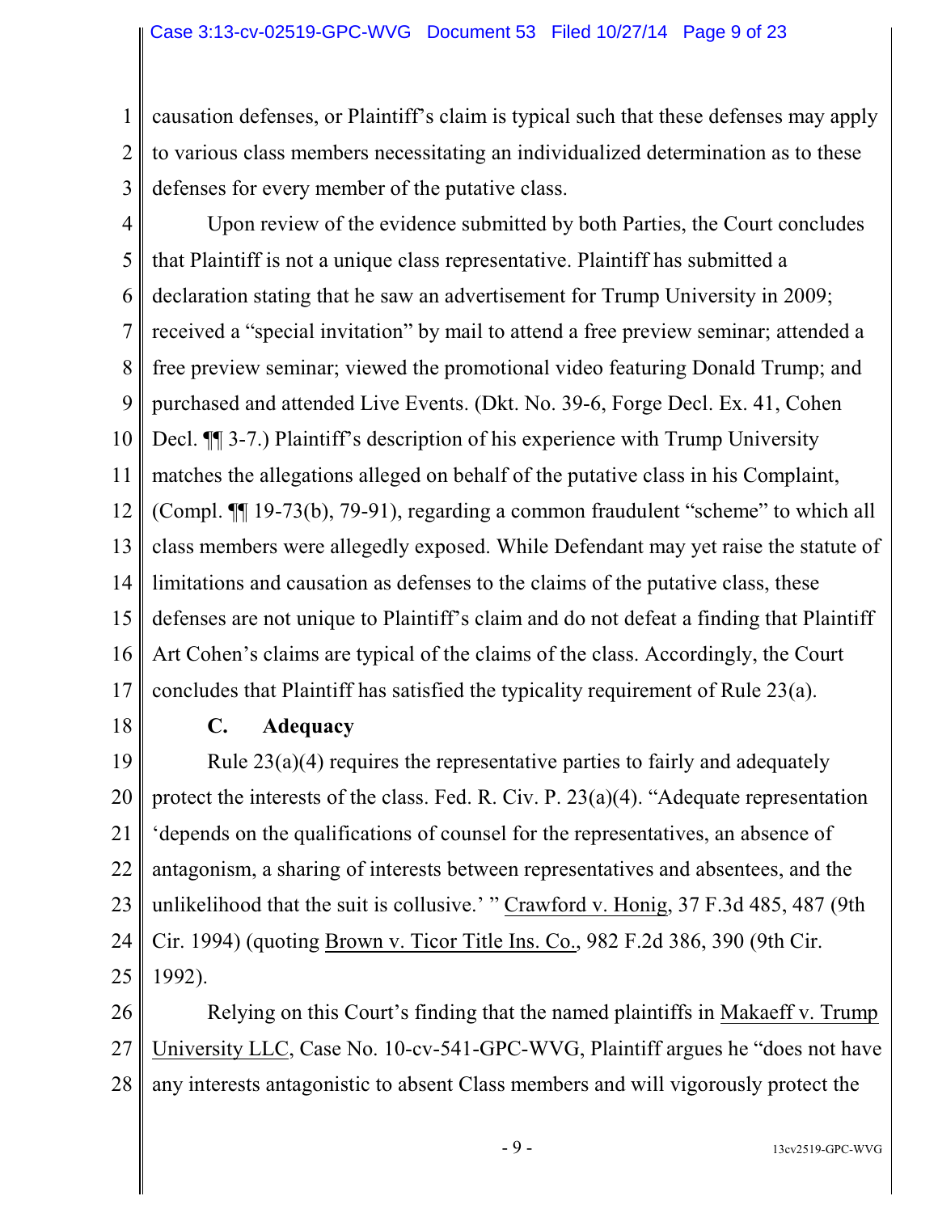causation defenses, or Plaintiff's claim is typical such that these defenses may apply to various class members necessitating an individualized determination as to these defenses for every member of the putative class.

Upon review of the evidence submitted by both Parties, the Court concludes that Plaintiff is not a unique class representative. Plaintiff has submitted a declaration stating that he saw an advertisement for Trump University in 2009; received a "special invitation" by mail to attend a free preview seminar; attended a free preview seminar; viewed the promotional video featuring Donald Trump; and purchased and attended Live Events. (Dkt. No. 39-6, Forge Decl. Ex. 41, Cohen Decl. ¶¶ 3-7.) Plaintiff's description of his experience with Trump University matches the allegations alleged on behalf of the putative class in his Complaint, (Compl. ¶¶ 19-73(b), 79-91), regarding a common fraudulent "scheme" to which all class members were allegedly exposed. While Defendant may yet raise the statute of limitations and causation as defenses to the claims of the putative class, these defenses are not unique to Plaintiff's claim and do not defeat a finding that Plaintiff Art Cohen's claims are typical of the claims of the class. Accordingly, the Court concludes that Plaintiff has satisfied the typicality requirement of Rule 23(a).

**C. Adequacy**

Rule 23(a)(4) requires the representative parties to fairly and adequately protect the interests of the class. Fed. R. Civ. P. 23(a)(4). "Adequate representation 'depends on the qualifications of counsel for the representatives, an absence of antagonism, a sharing of interests between representatives and absentees, and the unlikelihood that the suit is collusive.' " Crawford v. Honig, 37 F.3d 485, 487 (9th Cir. 1994) (quoting Brown v. Ticor Title Ins. Co., 982 F.2d 386, 390 (9th Cir. 1992).

Relying on this Court's finding that the named plaintiffs in Makaeff v. Trump University LLC, Case No. 10-cv-541-GPC-WVG, Plaintiff argues he "does not have any interests antagonistic to absent Class members and will vigorously protect the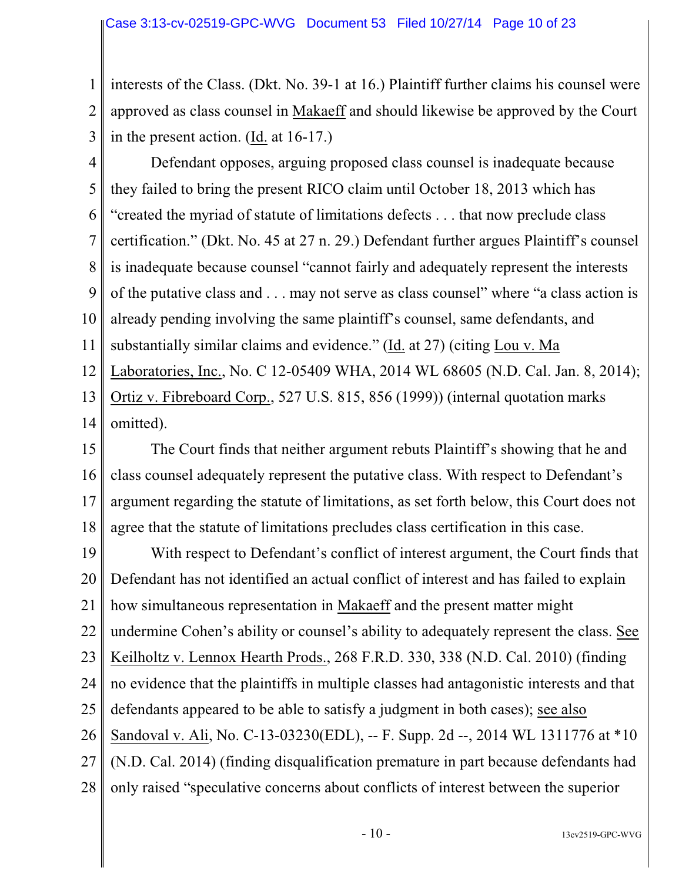interests of the Class. (Dkt. No. 39-1 at 16.) Plaintiff further claims his counsel were approved as class counsel in Makaeff and should likewise be approved by the Court in the present action. (Id. at 16-17.)

Defendant opposes, arguing proposed class counsel is inadequate because they failed to bring the present RICO claim until October 18, 2013 which has "created the myriad of statute of limitations defects . . . that now preclude class certification." (Dkt. No. 45 at 27 n. 29.) Defendant further argues Plaintiff's counsel is inadequate because counsel "cannot fairly and adequately represent the interests of the putative class and . . . may not serve as class counsel" where "a class action is already pending involving the same plaintiff's counsel, same defendants, and substantially similar claims and evidence." (Id. at 27) (citing Lou v. Ma Laboratories, Inc., No. C 12-05409 WHA, 2014 WL 68605 (N.D. Cal. Jan. 8, 2014); Ortiz v. Fibreboard Corp., 527 U.S. 815, 856 (1999)) (internal quotation marks omitted).

The Court finds that neither argument rebuts Plaintiff's showing that he and class counsel adequately represent the putative class. With respect to Defendant's argument regarding the statute of limitations, as set forth below, this Court does not agree that the statute of limitations precludes class certification in this case.

With respect to Defendant's conflict of interest argument, the Court finds that Defendant has not identified an actual conflict of interest and has failed to explain how simultaneous representation in Makaeff and the present matter might undermine Cohen's ability or counsel's ability to adequately represent the class. See Keilholtz v. Lennox Hearth Prods., 268 F.R.D. 330, 338 (N.D. Cal. 2010) (finding no evidence that the plaintiffs in multiple classes had antagonistic interests and that defendants appeared to be able to satisfy a judgment in both cases); see also Sandoval v. Ali, No. C-13-03230(EDL), -- F. Supp. 2d --, 2014 WL 1311776 at *10 (N.D. Cal. 2014) (finding disqualification premature in part because defendants had only raised "speculative concerns about conflicts of interest between the superior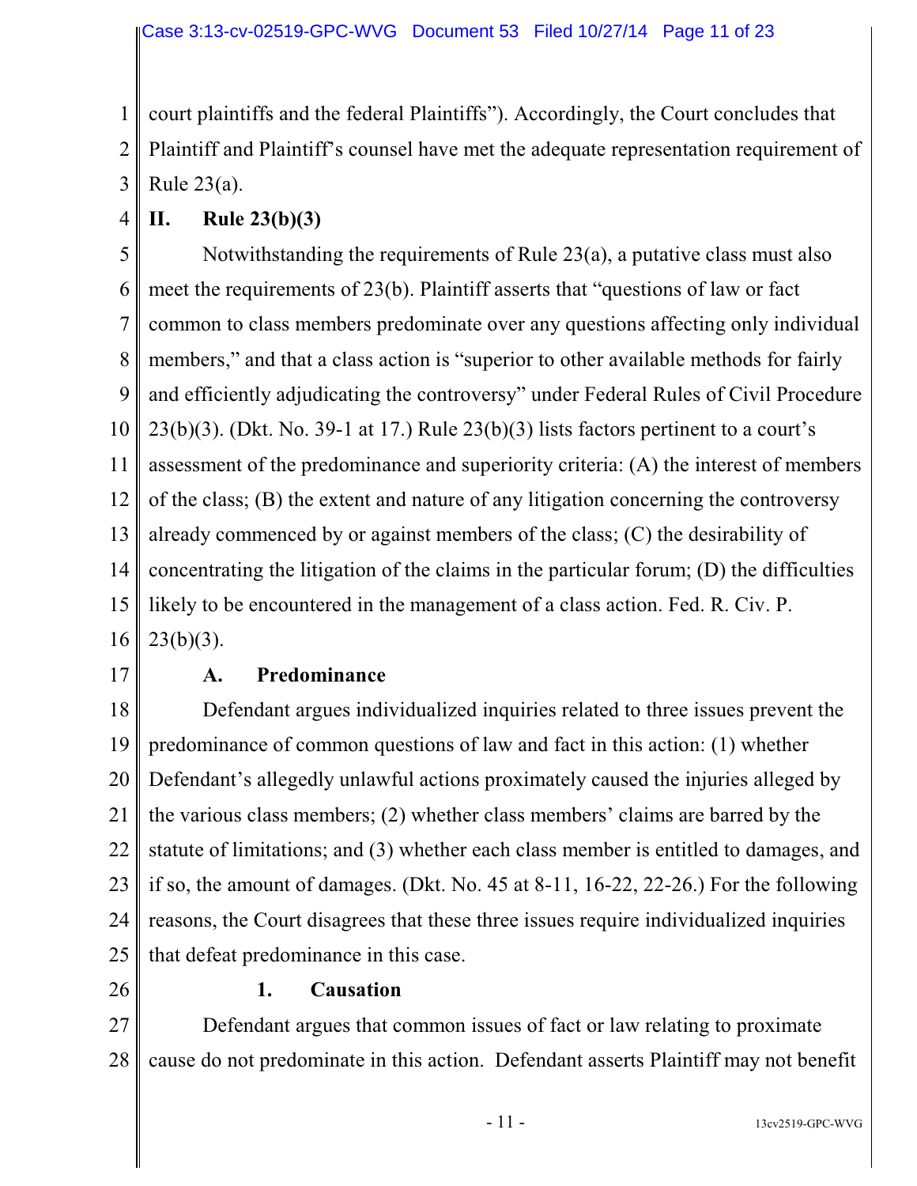court plaintiffs and the federal Plaintiffs"). Accordingly, the Court concludes that Plaintiff and Plaintiff's counsel have met the adequate representation requirement of Rule 23(a).

## II. Rule 23(b)(3)

Notwithstanding the requirements of Rule 23(a), a putative class must also meet the requirements of 23(b). Plaintiff asserts that "questions of law or fact common to class members predominate over any questions affecting only individual members," and that a class action is "superior to other available methods for fairly and efficiently adjudicating the controversy" under Federal Rules of Civil Procedure 23(b)(3). (Dkt. No. 39-1 at 17.) Rule 23(b)(3) lists factors pertinent to a court's assessment of the predominance and superiority criteria: (A) the interest of members of the class; (B) the extent and nature of any litigation concerning the controversy already commenced by or against members of the class; (C) the desirability of concentrating the litigation of the claims in the particular forum; (D) the difficulties likely to be encountered in the management of a class action. Fed. R. Civ. P. 23(b)(3).

### A. Predominance

Defendant argues individualized inquiries related to three issues prevent the predominance of common questions of law and fact in this action: (1) whether Defendant's allegedly unlawful actions proximately caused the injuries alleged by the various class members; (2) whether class members' claims are barred by the statute of limitations; and (3) whether each class member is entitled to damages, and if so, the amount of damages. (Dkt. No. 45 at 8-11, 16-22, 22-26.) For the following reasons, the Court disagrees that these three issues require individualized inquiries that defeat predominance in this case.

#### 1. Causation

Defendant argues that common issues of fact or law relating to proximate cause do not predominate in this action. Defendant asserts Plaintiff may not benefit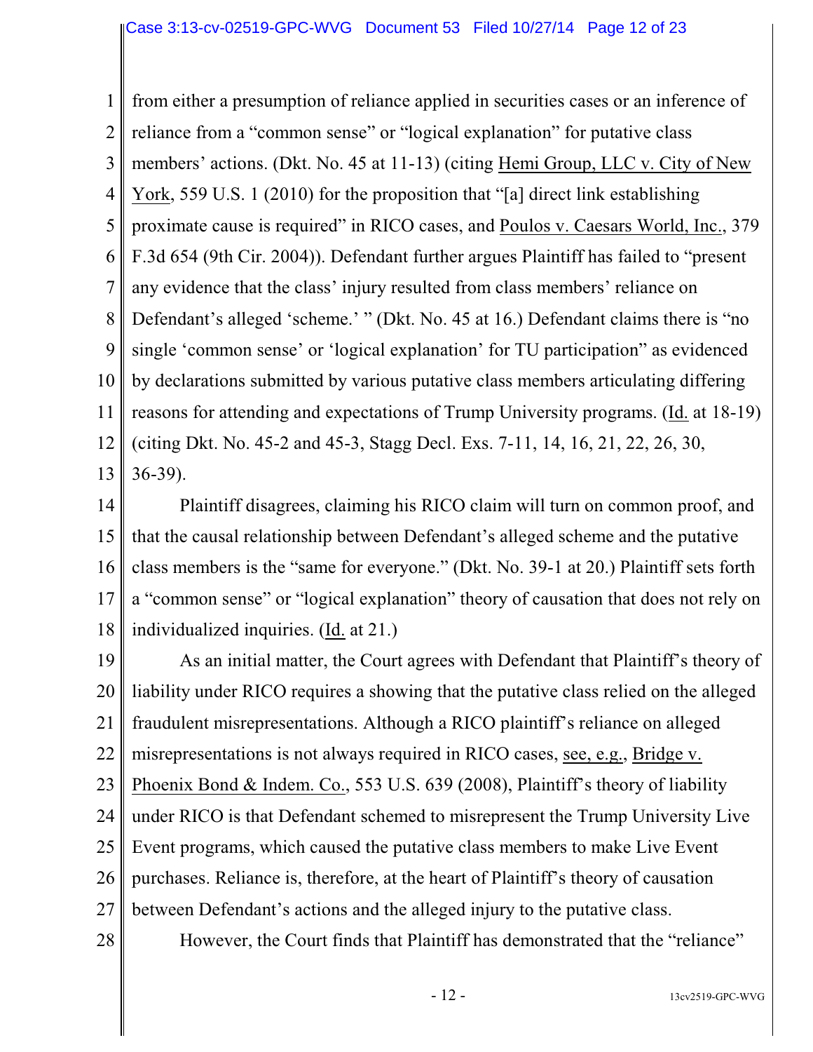from either a presumption of reliance applied in securities cases or an inference of reliance from a "common sense" or "logical explanation" for putative class members' actions. (Dkt. No. 45 at 11-13) (citing Hemi Group, LLC v. City of New York, 559 U.S. 1 (2010) for the proposition that "[a] direct link establishing proximate cause is required" in RICO cases, and Poulos v. Caesars World, Inc., 379 F.3d 654 (9th Cir. 2004)). Defendant further argues Plaintiff has failed to "present any evidence that the class' injury resulted from class members' reliance on Defendant's alleged 'scheme.' " (Dkt. No. 45 at 16.) Defendant claims there is "no single 'common sense' or 'logical explanation' for TU participation" as evidenced by declarations submitted by various putative class members articulating differing reasons for attending and expectations of Trump University programs. (Id. at 18-19) (citing Dkt. No. 45-2 and 45-3, Stagg Decl. Exs. 7-11, 14, 16, 21, 22, 26, 30, 36-39).

Plaintiff disagrees, claiming his RICO claim will turn on common proof, and that the causal relationship between Defendant's alleged scheme and the putative class members is the "same for everyone." (Dkt. No. 39-1 at 20.) Plaintiff sets forth a "common sense" or "logical explanation" theory of causation that does not rely on individualized inquiries. (Id. at 21.)

As an initial matter, the Court agrees with Defendant that Plaintiff's theory of liability under RICO requires a showing that the putative class relied on the alleged fraudulent misrepresentations. Although a RICO plaintiff's reliance on alleged misrepresentations is not always required in RICO cases, see, e.g., Bridge v. Phoenix Bond & Indem. Co., 553 U.S. 639 (2008), Plaintiff's theory of liability under RICO is that Defendant schemed to misrepresent the Trump University Live Event programs, which caused the putative class members to make Live Event purchases. Reliance is, therefore, at the heart of Plaintiff's theory of causation between Defendant's actions and the alleged injury to the putative class.

However, the Court finds that Plaintiff has demonstrated that the "reliance"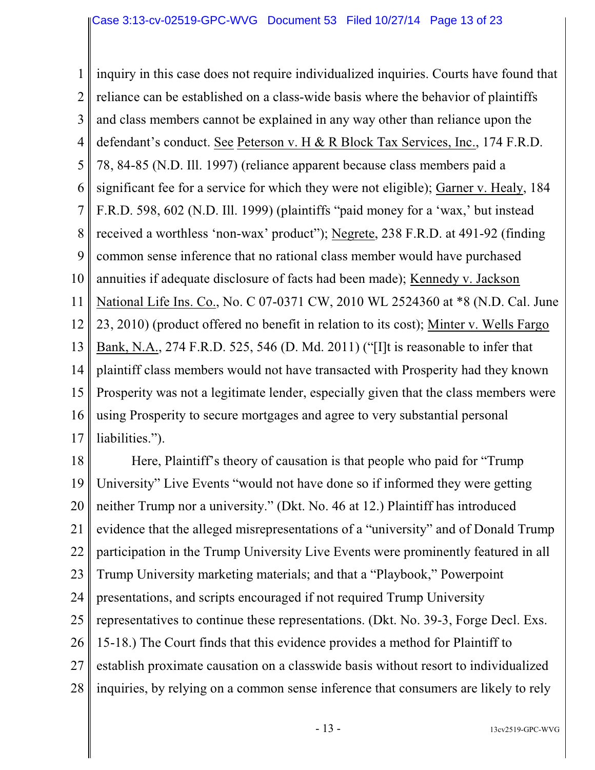inquiry in this case does not require individualized inquiries. Courts have found that reliance can be established on a class-wide basis where the behavior of plaintiffs and class members cannot be explained in any way other than reliance upon the defendant's conduct. See Peterson v. H & R Block Tax Services, Inc., 174 F.R.D. 78, 84-85 (N.D. Ill. 1997) (reliance apparent because class members paid a significant fee for a service for which they were not eligible); Garner v. Healy, 184 F.R.D. 598, 602 (N.D. Ill. 1999) (plaintiffs "paid money for a 'wax,' but instead received a worthless 'non-wax' product"); Negrete, 238 F.R.D. at 491-92 (finding common sense inference that no rational class member would have purchased annuities if adequate disclosure of facts had been made); Kennedy v. Jackson National Life Ins. Co., No. C 07-0371 CW, 2010 WL 2524360 at *8 (N.D. Cal. June 23, 2010) (product offered no benefit in relation to its cost); Minter v. Wells Fargo Bank, N.A., 274 F.R.D. 525, 546 (D. Md. 2011) ("[I]t is reasonable to infer that plaintiff class members would not have transacted with Prosperity had they known Prosperity was not a legitimate lender, especially given that the class members were using Prosperity to secure mortgages and agree to very substantial personal liabilities.").

Here, Plaintiff's theory of causation is that people who paid for "Trump University" Live Events "would not have done so if informed they were getting neither Trump nor a university." (Dkt. No. 46 at 12.) Plaintiff has introduced evidence that the alleged misrepresentations of a "university" and of Donald Trump participation in the Trump University Live Events were prominently featured in all Trump University marketing materials; and that a "Playbook," Powerpoint presentations, and scripts encouraged if not required Trump University representatives to continue these representations. (Dkt. No. 39-3, Forge Decl. Exs. 15-18.) The Court finds that this evidence provides a method for Plaintiff to establish proximate causation on a classwide basis without resort to individualized inquiries, by relying on a common sense inference that consumers are likely to rely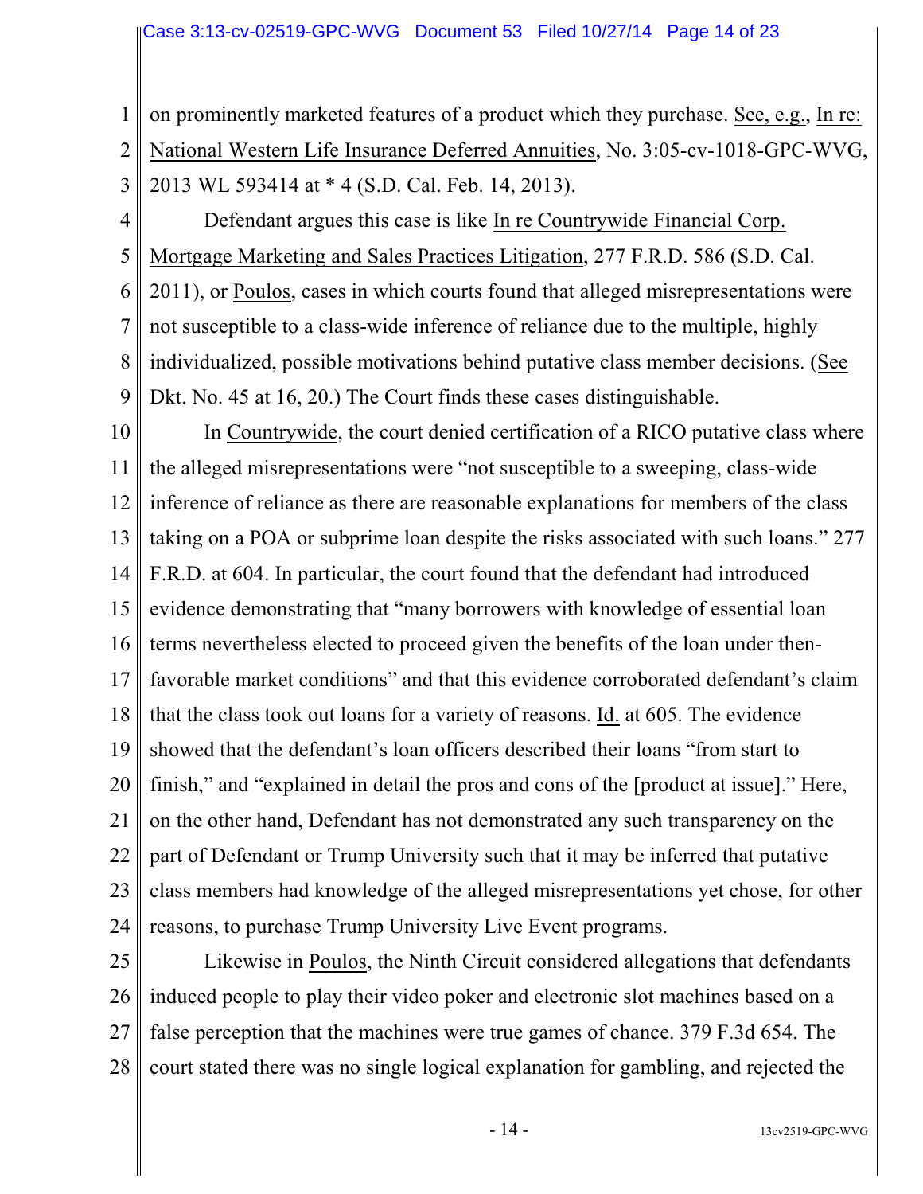on prominently marketed features of a product which they purchase. See, e.g., In re: National Western Life Insurance Deferred Annuities, No. 3:05-cv-1018-GPC-WVG, 2013 WL 593414 at * 4 (S.D. Cal. Feb. 14, 2013).

Defendant argues this case is like In re Countrywide Financial Corp. Mortgage Marketing and Sales Practices Litigation, 277 F.R.D. 586 (S.D. Cal. 2011), or Poulos, cases in which courts found that alleged misrepresentations were not susceptible to a class-wide inference of reliance due to the multiple, highly individualized, possible motivations behind putative class member decisions. (See Dkt. No. 45 at 16, 20.) The Court finds these cases distinguishable.

In Countrywide, the court denied certification of a RICO putative class where the alleged misrepresentations were "not susceptible to a sweeping, class-wide inference of reliance as there are reasonable explanations for members of the class taking on a POA or subprime loan despite the risks associated with such loans." 277 F.R.D. at 604. In particular, the court found that the defendant had introduced evidence demonstrating that "many borrowers with knowledge of essential loan terms nevertheless elected to proceed given the benefits of the loan under then-favorable market conditions" and that this evidence corroborated defendant's claim that the class took out loans for a variety of reasons. Id. at 605. The evidence showed that the defendant's loan officers described their loans "from start to finish," and "explained in detail the pros and cons of the [product at issue]." Here, on the other hand, Defendant has not demonstrated any such transparency on the part of Defendant or Trump University such that it may be inferred that putative class members had knowledge of the alleged misrepresentations yet chose, for other reasons, to purchase Trump University Live Event programs.

Likewise in Poulos, the Ninth Circuit considered allegations that defendants induced people to play their video poker and electronic slot machines based on a false perception that the machines were true games of chance. 379 F.3d 654. The court stated there was no single logical explanation for gambling, and rejected the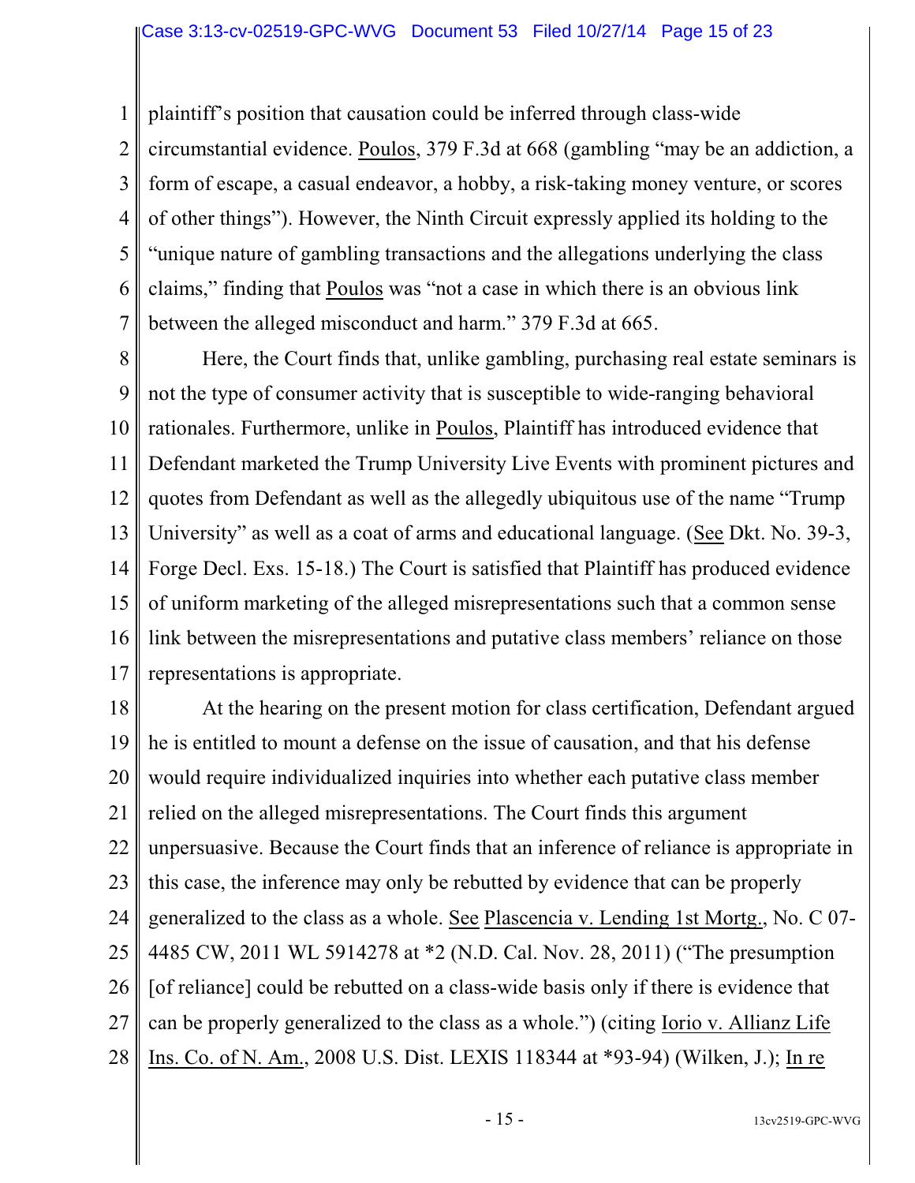plaintiff's position that causation could be inferred through class-wide circumstantial evidence. Poulos, 379 F.3d at 668 (gambling "may be an addiction, a form of escape, a casual endeavor, a hobby, a risk-taking money venture, or scores of other things"). However, the Ninth Circuit expressly applied its holding to the "unique nature of gambling transactions and the allegations underlying the class claims," finding that Poulos was "not a case in which there is an obvious link between the alleged misconduct and harm." 379 F.3d at 665.

Here, the Court finds that, unlike gambling, purchasing real estate seminars is not the type of consumer activity that is susceptible to wide-ranging behavioral rationales. Furthermore, unlike in Poulos, Plaintiff has introduced evidence that Defendant marketed the Trump University Live Events with prominent pictures and quotes from Defendant as well as the allegedly ubiquitous use of the name "Trump University" as well as a coat of arms and educational language. (See Dkt. No. 39-3, Forge Decl. Exs. 15-18.) The Court is satisfied that Plaintiff has produced evidence of uniform marketing of the alleged misrepresentations such that a common sense link between the misrepresentations and putative class members' reliance on those representations is appropriate.

At the hearing on the present motion for class certification, Defendant argued he is entitled to mount a defense on the issue of causation, and that his defense would require individualized inquiries into whether each putative class member relied on the alleged misrepresentations. The Court finds this argument unpersuasive. Because the Court finds that an inference of reliance is appropriate in this case, the inference may only be rebutted by evidence that can be properly generalized to the class as a whole. See Plascencia v. Lending 1st Mortg., No. C 07-4485 CW, 2011 WL 5914278 at *2 (N.D. Cal. Nov. 28, 2011) ("The presumption [of reliance] could be rebutted on a class-wide basis only if there is evidence that can be properly generalized to the class as a whole.") (citing Iorio v. Allianz Life Ins. Co. of N. Am., 2008 U.S. Dist. LEXIS 118344 at *93-94) (Wilken, J.); In re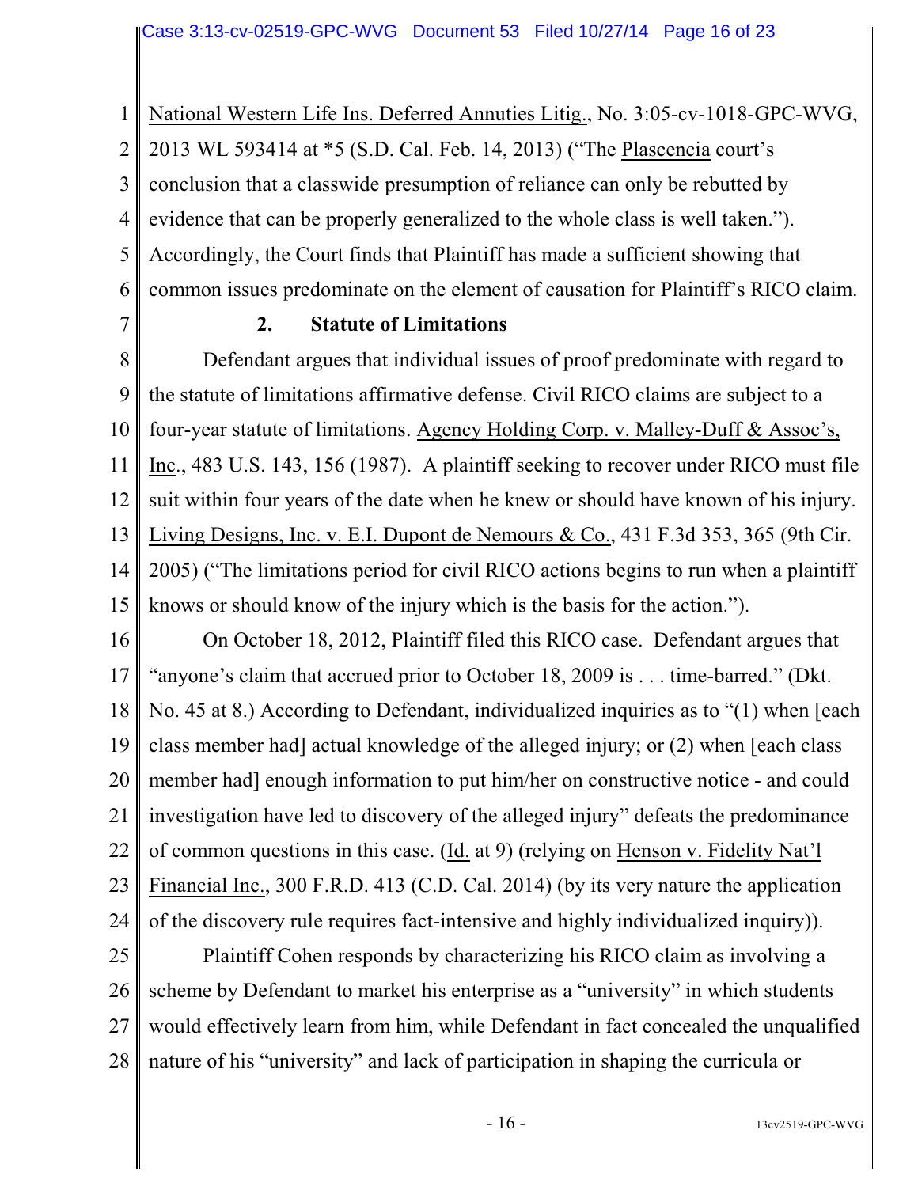National Western Life Ins. Deferred Annuities Litig., No. 3:05-cv-1018-GPC-WVG, 2013 WL 593414 at *5 (S.D. Cal. Feb. 14, 2013) ("The Plascencia court's conclusion that a classwide presumption of reliance can only be rebutted by evidence that can be properly generalized to the whole class is well taken."). Accordingly, the Court finds that Plaintiff has made a sufficient showing that common issues predominate on the element of causation for Plaintiff's RICO claim.

**2. Statute of Limitations**

Defendant argues that individual issues of proof predominate with regard to the statute of limitations affirmative defense. Civil RICO claims are subject to a four-year statute of limitations. Agency Holding Corp. v. Malley-Duff & Assoc's, Inc., 483 U.S. 143, 156 (1987). A plaintiff seeking to recover under RICO must file suit within four years of the date when he knew or should have known of his injury. Living Designs, Inc. v. E.I. Dupont de Nemours & Co., 431 F.3d 353, 365 (9th Cir. 2005) ("The limitations period for civil RICO actions begins to run when a plaintiff knows or should know of the injury which is the basis for the action.").

On October 18, 2012, Plaintiff filed this RICO case. Defendant argues that "anyone's claim that accrued prior to October 18, 2009 is . . . time-barred." (Dkt. No. 45 at 8.) According to Defendant, individualized inquiries as to "(1) when [each class member had] actual knowledge of the alleged injury; or (2) when [each class member had] enough information to put him/her on constructive notice - and could investigation have led to discovery of the alleged injury" defeats the predominance of common questions in this case. (Id. at 9) (relying on Henson v. Fidelity Nat'l Financial Inc., 300 F.R.D. 413 (C.D. Cal. 2014) (by its very nature the application of the discovery rule requires fact-intensive and highly individualized inquiry)).

Plaintiff Cohen responds by characterizing his RICO claim as involving a scheme by Defendant to market his enterprise as a "university" in which students would effectively learn from him, while Defendant in fact concealed the unqualified nature of his "university" and lack of participation in shaping the curricula or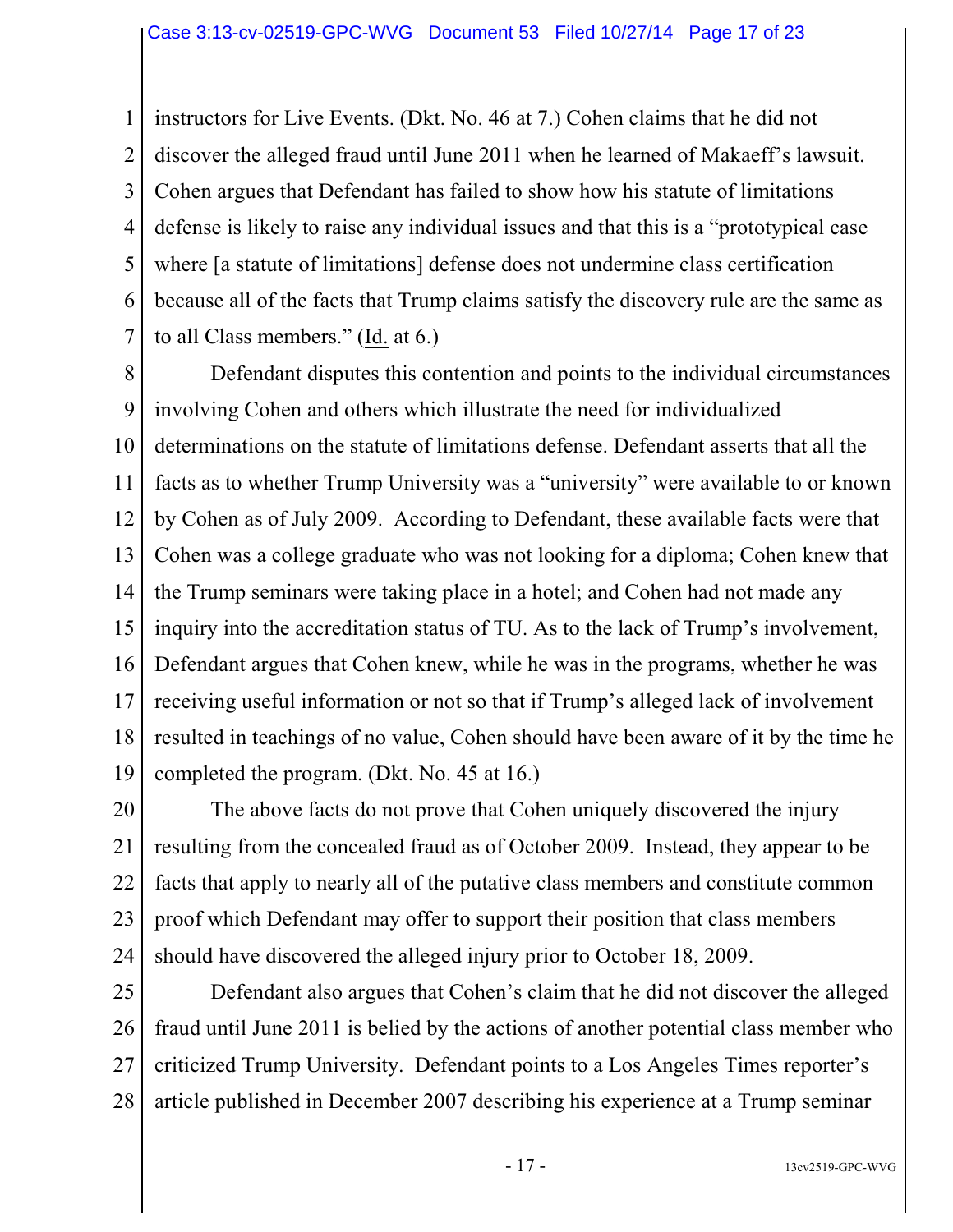instructors for Live Events. (Dkt. No. 46 at 7.) Cohen claims that he did not discover the alleged fraud until June 2011 when he learned of Makaeff's lawsuit. Cohen argues that Defendant has failed to show how his statute of limitations defense is likely to raise any individual issues and that this is a "prototypical case where [a statute of limitations] defense does not undermine class certification because all of the facts that Trump claims satisfy the discovery rule are the same as to all Class members." (Id. at 6.)

Defendant disputes this contention and points to the individual circumstances involving Cohen and others which illustrate the need for individualized determinations on the statute of limitations defense. Defendant asserts that all the facts as to whether Trump University was a "university" were available to or known by Cohen as of July 2009. According to Defendant, these available facts were that Cohen was a college graduate who was not looking for a diploma; Cohen knew that the Trump seminars were taking place in a hotel; and Cohen had not made any inquiry into the accreditation status of TU. As to the lack of Trump's involvement, Defendant argues that Cohen knew, while he was in the programs, whether he was receiving useful information or not so that if Trump's alleged lack of involvement resulted in teachings of no value, Cohen should have been aware of it by the time he completed the program. (Dkt. No. 45 at 16.)

The above facts do not prove that Cohen uniquely discovered the injury resulting from the concealed fraud as of October 2009. Instead, they appear to be facts that apply to nearly all of the putative class members and constitute common proof which Defendant may offer to support their position that class members should have discovered the alleged injury prior to October 18, 2009.

Defendant also argues that Cohen's claim that he did not discover the alleged fraud until June 2011 is belied by the actions of another potential class member who criticized Trump University. Defendant points to a Los Angeles Times reporter's article published in December 2007 describing his experience at a Trump seminar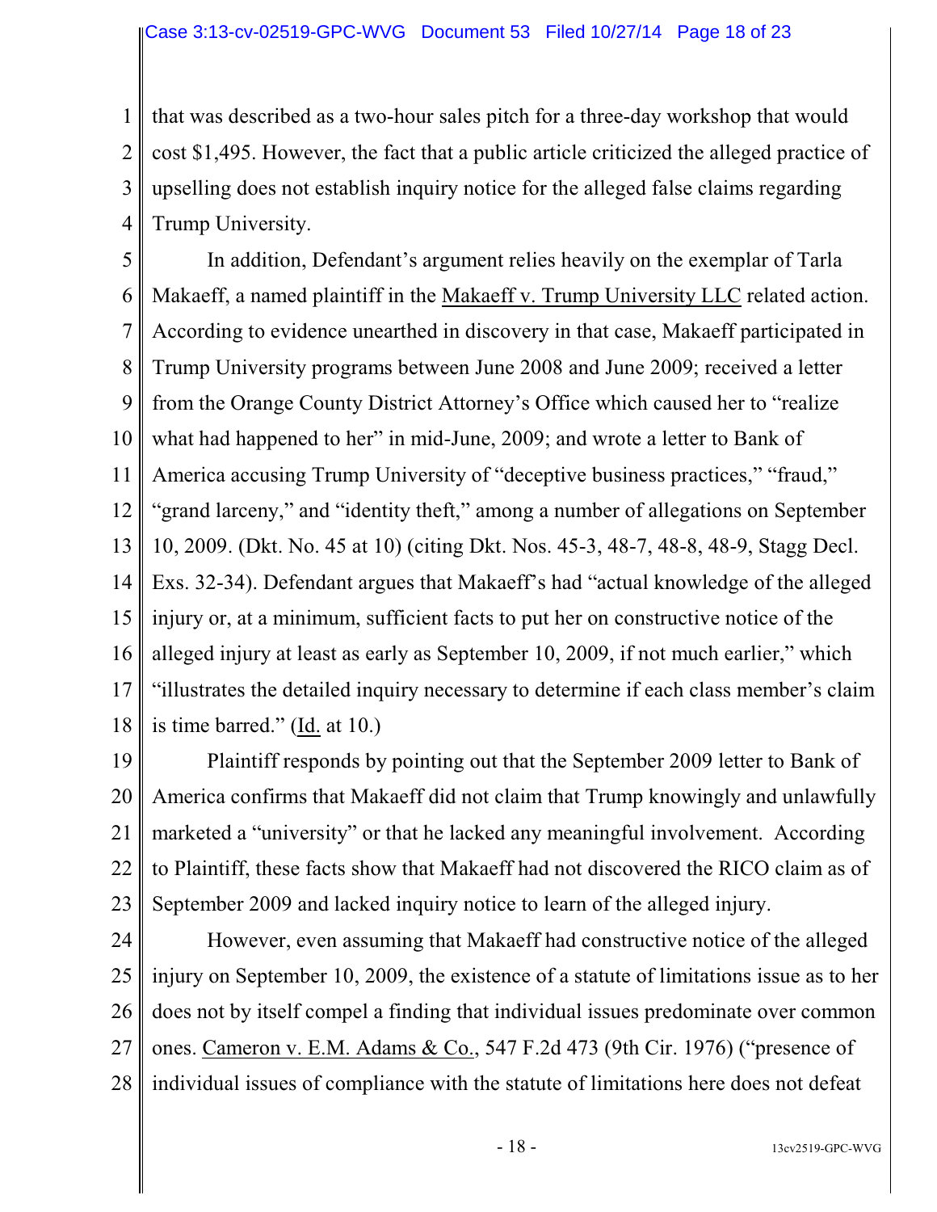that was described as a two-hour sales pitch for a three-day workshop that would cost $1,495. However, the fact that a public article criticized the alleged practice of upselling does not establish inquiry notice for the alleged false claims regarding Trump University.

In addition, Defendant's argument relies heavily on the exemplar of Tarla Makaeff, a named plaintiff in the Makaeff v. Trump University LLC related action. According to evidence unearthed in discovery in that case, Makaeff participated in Trump University programs between June 2008 and June 2009; received a letter from the Orange County District Attorney's Office which caused her to "realize what had happened to her" in mid-June, 2009; and wrote a letter to Bank of America accusing Trump University of "deceptive business practices," "fraud," "grand larceny," and "identity theft," among a number of allegations on September 10, 2009. (Dkt. No. 45 at 10) (citing Dkt. Nos. 45-3, 48-7, 48-8, 48-9, Stagg Decl. Exs. 32-34). Defendant argues that Makaeff's had "actual knowledge of the alleged injury or, at a minimum, sufficient facts to put her on constructive notice of the alleged injury at least as early as September 10, 2009, if not much earlier," which "illustrates the detailed inquiry necessary to determine if each class member's claim is time barred." (Id. at 10.)

Plaintiff responds by pointing out that the September 2009 letter to Bank of America confirms that Makaeff did not claim that Trump knowingly and unlawfully marketed a "university" or that he lacked any meaningful involvement. According to Plaintiff, these facts show that Makaeff had not discovered the RICO claim as of September 2009 and lacked inquiry notice to learn of the alleged injury.

However, even assuming that Makaeff had constructive notice of the alleged injury on September 10, 2009, the existence of a statute of limitations issue as to her does not by itself compel a finding that individual issues predominate over common ones. Cameron v. E.M. Adams & Co., 547 F.2d 473 (9th Cir. 1976) ("presence of individual issues of compliance with the statute of limitations here does not defeat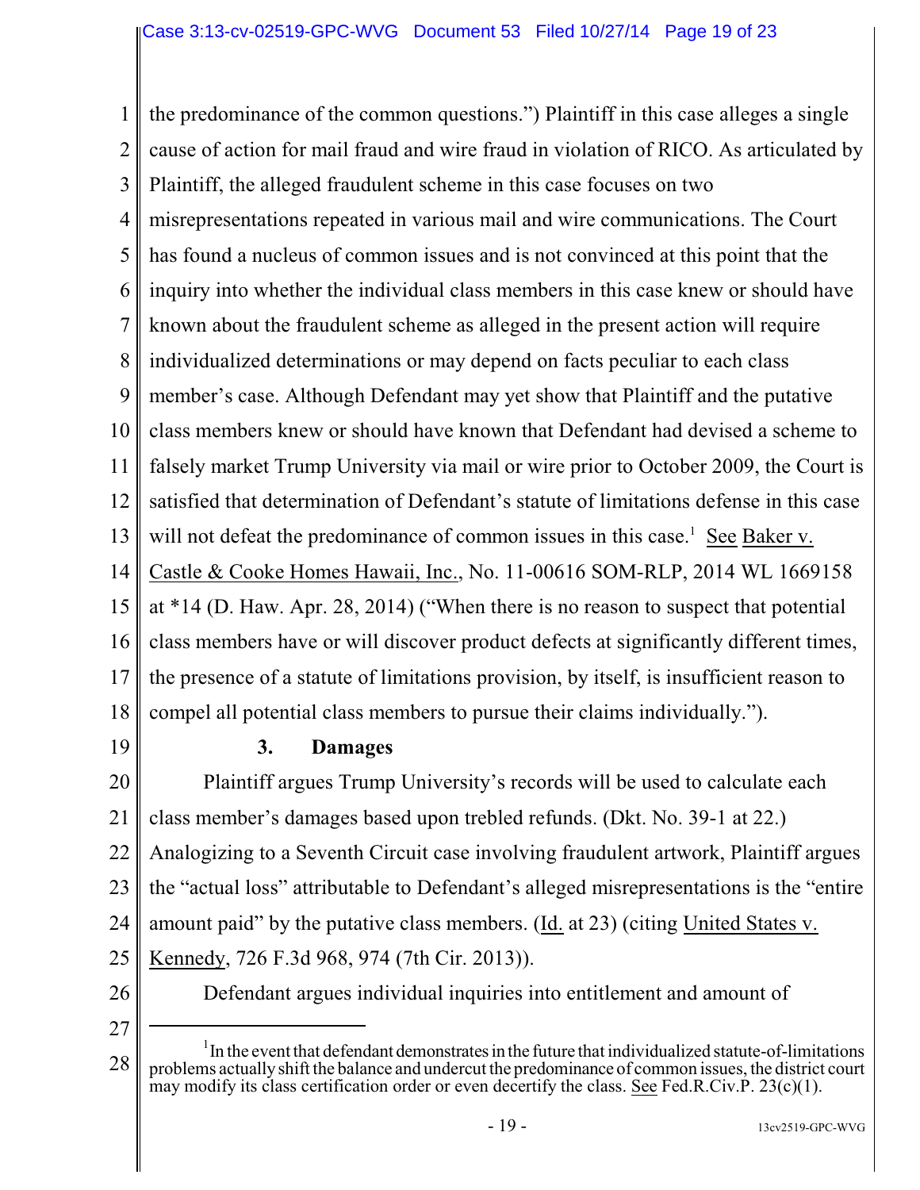the predominance of the common questions.") Plaintiff in this case alleges a single cause of action for mail fraud and wire fraud in violation of RICO. As articulated by Plaintiff, the alleged fraudulent scheme in this case focuses on two misrepresentations repeated in various mail and wire communications. The Court has found a nucleus of common issues and is not convinced at this point that the inquiry into whether the individual class members in this case knew or should have known about the fraudulent scheme as alleged in the present action will require individualized determinations or may depend on facts peculiar to each class member's case. Although Defendant may yet show that Plaintiff and the putative class members knew or should have known that Defendant had devised a scheme to falsely market Trump University via mail or wire prior to October 2009, the Court is satisfied that determination of Defendant's statute of limitations defense in this case will not defeat the predominance of common issues in this case.[1] See Baker v. Castle & Cooke Homes Hawaii, Inc., No. 11-00616 SOM-RLP, 2014 WL 1669158 at *14 (D. Haw. Apr. 28, 2014) ("When there is no reason to suspect that potential class members have or will discover product defects at significantly different times, the presence of a statute of limitations provision, by itself, is insufficient reason to compel all potential class members to pursue their claims individually.").

### 3. Damages

Plaintiff argues Trump University's records will be used to calculate each class member's damages based upon trebled refunds. (Dkt. No. 39-1 at 22.) Analogizing to a Seventh Circuit case involving fraudulent artwork, Plaintiff argues the "actual loss" attributable to Defendant's alleged misrepresentations is the "entire amount paid" by the putative class members. (Id. at 23) (citing United States v. Kennedy, 726 F.3d 968, 974 (7th Cir. 2013)).

Defendant argues individual inquiries into entitlement and amount of

---

[1] In the event that defendant demonstrates in the future that individualized statute-of-limitations problems actually shift the balance and undercut the predominance of common issues, the district court may modify its class certification order or even decertify the class. See Fed.R.Civ.P. 23(c)(1).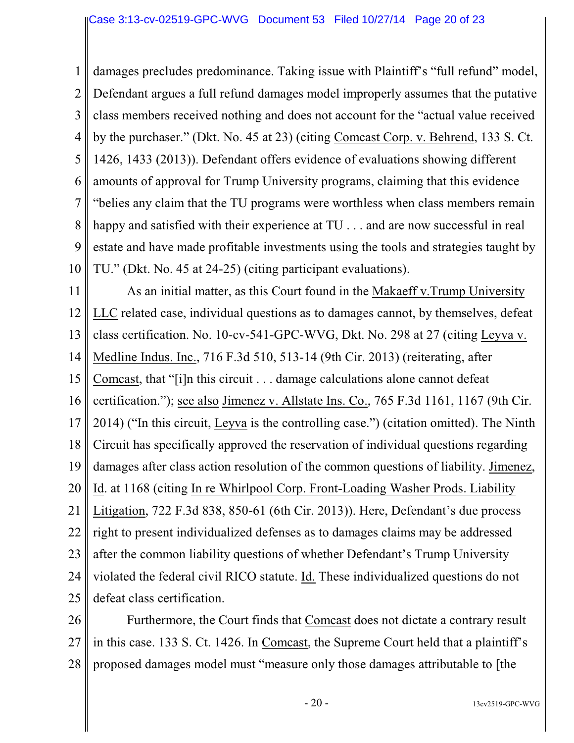damages precludes predominance. Taking issue with Plaintiff's "full refund" model, Defendant argues a full refund damages model improperly assumes that the putative class members received nothing and does not account for the "actual value received by the purchaser." (Dkt. No. 45 at 23) (citing Comcast Corp. v. Behrend, 133 S. Ct. 1426, 1433 (2013)). Defendant offers evidence of evaluations showing different amounts of approval for Trump University programs, claiming that this evidence "belies any claim that the TU programs were worthless when class members remain happy and satisfied with their experience at TU . . . and are now successful in real estate and have made profitable investments using the tools and strategies taught by TU." (Dkt. No. 45 at 24-25) (citing participant evaluations).

As an initial matter, as this Court found in the Makaeff v.Trump University LLC related case, individual questions as to damages cannot, by themselves, defeat class certification. No. 10-cv-541-GPC-WVG, Dkt. No. 298 at 27 (citing Leyva v. Medline Indus. Inc., 716 F.3d 510, 513-14 (9th Cir. 2013) (reiterating, after Comcast, that "[i]n this circuit . . . damage calculations alone cannot defeat certification."); see also Jimenez v. Allstate Ins. Co., 765 F.3d 1161, 1167 (9th Cir. 2014) ("In this circuit, Leyva is the controlling case.") (citation omitted). The Ninth Circuit has specifically approved the reservation of individual questions regarding damages after class action resolution of the common questions of liability. Jimenez, Id. at 1168 (citing In re Whirlpool Corp. Front-Loading Washer Prods. Liability Litigation, 722 F.3d 838, 850-61 (6th Cir. 2013)). Here, Defendant's due process right to present individualized defenses as to damages claims may be addressed after the common liability questions of whether Defendant's Trump University violated the federal civil RICO statute. Id. These individualized questions do not defeat class certification.

Furthermore, the Court finds that Comcast does not dictate a contrary result in this case. 133 S. Ct. 1426. In Comcast, the Supreme Court held that a plaintiff's proposed damages model must "measure only those damages attributable to [the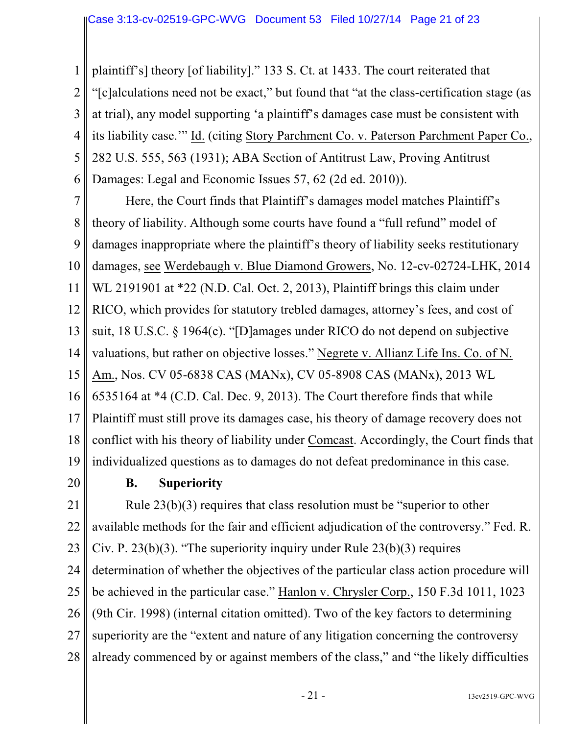plaintiff's] theory [of liability]." 133 S. Ct. at 1433. The court reiterated that "[c]alculations need not be exact," but found that "at the class-certification stage (as at trial), any model supporting 'a plaintiff's damages case must be consistent with its liability case.'" Id. (citing Story Parchment Co. v. Paterson Parchment Paper Co., 282 U.S. 555, 563 (1931); ABA Section of Antitrust Law, Proving Antitrust Damages: Legal and Economic Issues 57, 62 (2d ed. 2010)).

Here, the Court finds that Plaintiff's damages model matches Plaintiff's theory of liability. Although some courts have found a "full refund" model of damages inappropriate where the plaintiff's theory of liability seeks restitutionary damages, see Werdebaugh v. Blue Diamond Growers, No. 12-cv-02724-LHK, 2014 WL 2191901 at *22 (N.D. Cal. Oct. 2, 2013), Plaintiff brings this claim under RICO, which provides for statutory trebled damages, attorney's fees, and cost of suit, 18 U.S.C. § 1964(c). "[D]amages under RICO do not depend on subjective valuations, but rather on objective losses." Negrete v. Allianz Life Ins. Co. of N. Am., Nos. CV 05-6838 CAS (MANx), CV 05-8908 CAS (MANx), 2013 WL 6535164 at *4 (C.D. Cal. Dec. 9, 2013). The Court therefore finds that while Plaintiff must still prove its damages case, his theory of damage recovery does not conflict with his theory of liability under Comcast. Accordingly, the Court finds that individualized questions as to damages do not defeat predominance in this case.

### B. Superiority

Rule 23(b)(3) requires that class resolution must be "superior to other available methods for the fair and efficient adjudication of the controversy." Fed. R. Civ. P. 23(b)(3). "The superiority inquiry under Rule 23(b)(3) requires determination of whether the objectives of the particular class action procedure will be achieved in the particular case." Hanlon v. Chrysler Corp., 150 F.3d 1011, 1023 (9th Cir. 1998) (internal citation omitted). Two of the key factors to determining superiority are the "extent and nature of any litigation concerning the controversy already commenced by or against members of the class," and "the likely difficulties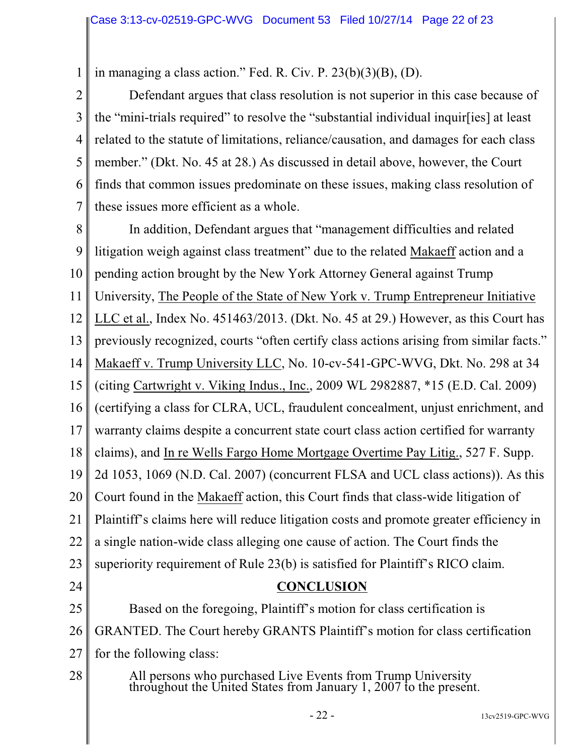in managing a class action." Fed. R. Civ. P. 23(b)(3)(B), (D).

Defendant argues that class resolution is not superior in this case because of the "mini-trials required" to resolve the "substantial individual inquir[ies] at least related to the statute of limitations, reliance/causation, and damages for each class member." (Dkt. No. 45 at 28.) As discussed in detail above, however, the Court finds that common issues predominate on these issues, making class resolution of these issues more efficient as a whole.

In addition, Defendant argues that "management difficulties and related litigation weigh against class treatment" due to the related Makaeff action and a pending action brought by the New York Attorney General against Trump University, The People of the State of New York v. Trump Entrepreneur Initiative LLC et al., Index No. 451463/2013. (Dkt. No. 45 at 29.) However, as this Court has previously recognized, courts "often certify class actions arising from similar facts." Makaeff v. Trump University LLC, No. 10-cv-541-GPC-WVG, Dkt. No. 298 at 34 (citing Cartwright v. Viking Indus., Inc., 2009 WL 2982887, *15 (E.D. Cal. 2009) (certifying a class for CLRA, UCL, fraudulent concealment, unjust enrichment, and warranty claims despite a concurrent state court class action certified for warranty claims), and In re Wells Fargo Home Mortgage Overtime Pay Litig., 527 F. Supp. 2d 1053, 1069 (N.D. Cal. 2007) (concurrent FLSA and UCL class actions)). As this Court found in the Makaeff action, this Court finds that class-wide litigation of Plaintiff's claims here will reduce litigation costs and promote greater efficiency in a single nation-wide class alleging one cause of action. The Court finds the superiority requirement of Rule 23(b) is satisfied for Plaintiff's RICO claim.

## CONCLUSION

Based on the foregoing, Plaintiff's motion for class certification is GRANTED. The Court hereby GRANTS Plaintiff's motion for class certification for the following class:

> All persons who purchased Live Events from Trump University throughout the United States from January 1, 2007 to the present.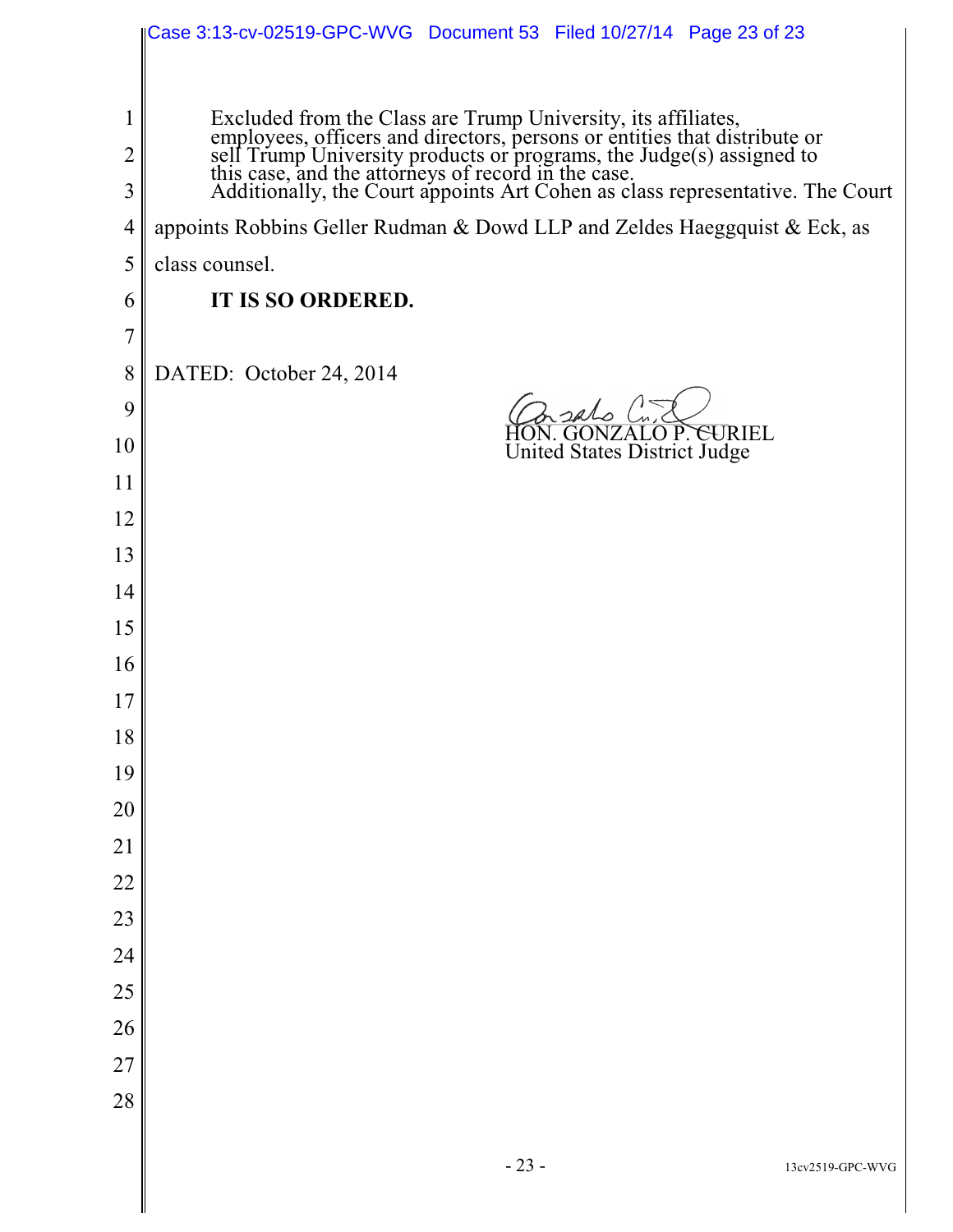Excluded from the Class are Trump University, its affiliates, employees, officers and directors, persons or entities that distribute or sell Trump University products or programs, the Judge(s) assigned to this case, and the attorneys of record in the case.

Additionally, the Court appoints Art Cohen as class representative. The Court appoints Robbins Geller Rudman & Dowd LLP and Zeldes Haeggquist & Eck, as class counsel.

**IT IS SO ORDERED.**

DATED: October 24, 2014

HON. GONZALO P. CURIEL
United States District Judge